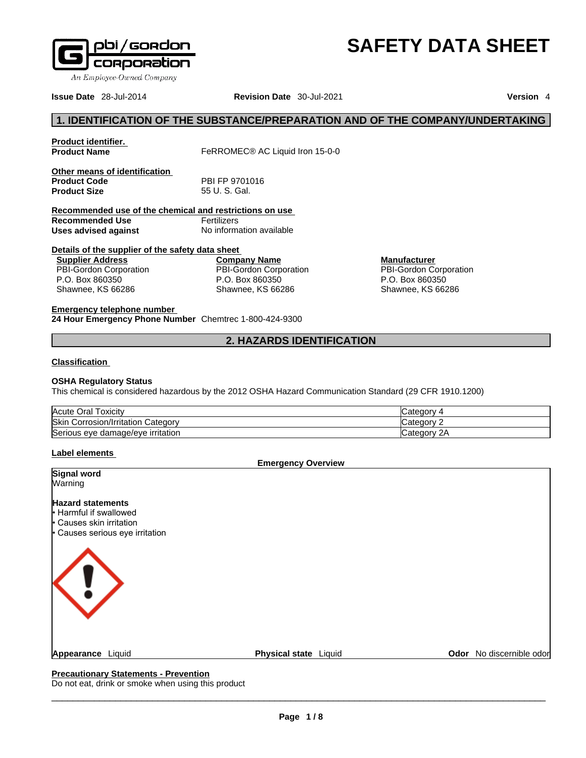# SAFETY DATA SHEET

**Issue Date** 28-Jul-2014 **Revision Date** 30-Jul-2021 **Version** 4

## 1. IDENTIFICATION OF THE SUBSTANCE/PREPARATION AND OF THE COMPANY/UNDERTAKING

**Product identifier.**

**Product Name** FeRROMEC® AC Liquid Iron 15-0-0

**Other means of identification**

**Product Code** PBI FP 9701016

**Product Size** 55 U. S. Gal.

**Recommended use of the chemical and restrictions on use**

**Recommended Use** Fertilizers

**Uses advised against** No information available

**Details of the supplier of the safety data sheet**

**Supplier Address**
PBI-Gordon Corporation
P.O. Box 860350
Shawnee, KS 66286

**Company Name**
PBI-Gordon Corporation
P.O. Box 860350
Shawnee, KS 66286

**Manufacturer**
PBI-Gordon Corporation
P.O. Box 860350
Shawnee, KS 66286

**Emergency telephone number**

**24 Hour Emergency Phone Number** Chemtrec 1-800-424-9300

## 2. HAZARDS IDENTIFICATION

**Classification**

**OSHA Regulatory Status**

This chemical is considered hazardous by the 2012 OSHA Hazard Communication Standard (29 CFR 1910.1200)

| | |
|---|---|
| Acute Oral Toxicity | Category 4 |
| Skin Corrosion/Irritation Category | Category 2 |
| Serious eye damage/eye irritation | Category 2A |

**Label elements**

**Emergency Overview**

**Signal word**

Warning

**Hazard statements**

- Harmful if swallowed
- Causes skin irritation
- Causes serious eye irritation

**Appearance** Liquid **Physical state** Liquid **Odor** No discernible odor

**Precautionary Statements - Prevention**

Do not eat, drink or smoke when using this product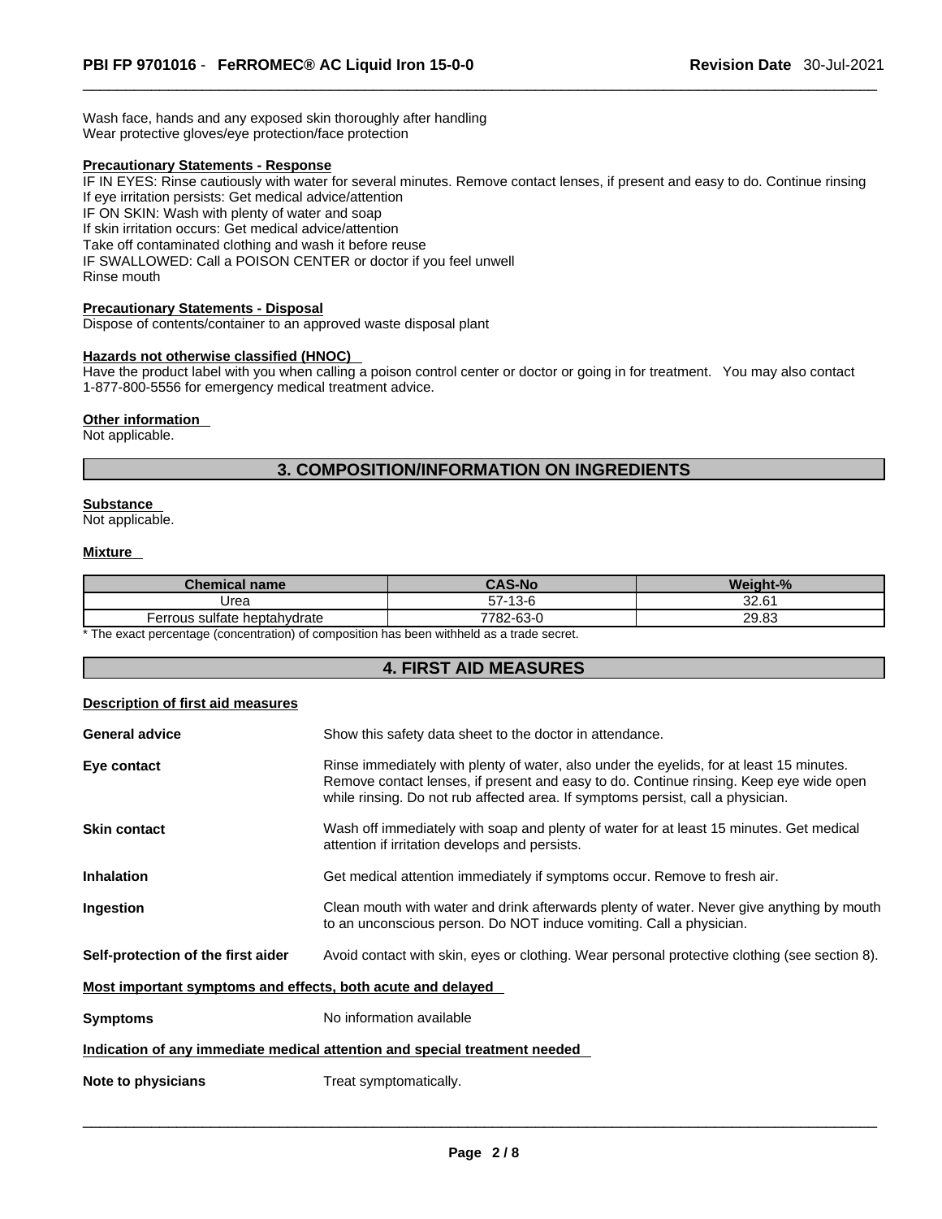Wash face, hands and any exposed skin thoroughly after handling
Wear protective gloves/eye protection/face protection

**Precautionary Statements - Response**

IF IN EYES: Rinse cautiously with water for several minutes. Remove contact lenses, if present and easy to do. Continue rinsing
If eye irritation persists: Get medical advice/attention
IF ON SKIN: Wash with plenty of water and soap
If skin irritation occurs: Get medical advice/attention
Take off contaminated clothing and wash it before reuse
IF SWALLOWED: Call a POISON CENTER or doctor if you feel unwell
Rinse mouth

**Precautionary Statements - Disposal**

Dispose of contents/container to an approved waste disposal plant

**Hazards not otherwise classified (HNOC)**

Have the product label with you when calling a poison control center or doctor or going in for treatment. You may also contact 1-877-800-5556 for emergency medical treatment advice.

**Other information**

Not applicable.

## 3. COMPOSITION/INFORMATION ON INGREDIENTS

**Substance**

Not applicable.

**Mixture**

| Chemical name | CAS-No | Weight-% |
|---|---|---|
| Urea | 57-13-6 | 32.61 |
| Ferrous sulfate heptahydrate | 7782-63-0 | 29.83 |

* The exact percentage (concentration) of composition has been withheld as a trade secret.

## 4. FIRST AID MEASURES

**Description of first aid measures**

**General advice** Show this safety data sheet to the doctor in attendance.

**Eye contact** Rinse immediately with plenty of water, also under the eyelids, for at least 15 minutes. Remove contact lenses, if present and easy to do. Continue rinsing. Keep eye wide open while rinsing. Do not rub affected area. If symptoms persist, call a physician.

**Skin contact** Wash off immediately with soap and plenty of water for at least 15 minutes. Get medical attention if irritation develops and persists.

**Inhalation** Get medical attention immediately if symptoms occur. Remove to fresh air.

**Ingestion** Clean mouth with water and drink afterwards plenty of water. Never give anything by mouth to an unconscious person. Do NOT induce vomiting. Call a physician.

**Self-protection of the first aider** Avoid contact with skin, eyes or clothing. Wear personal protective clothing (see section 8).

**Most important symptoms and effects, both acute and delayed**

**Symptoms** No information available

**Indication of any immediate medical attention and special treatment needed**

**Note to physicians** Treat symptomatically.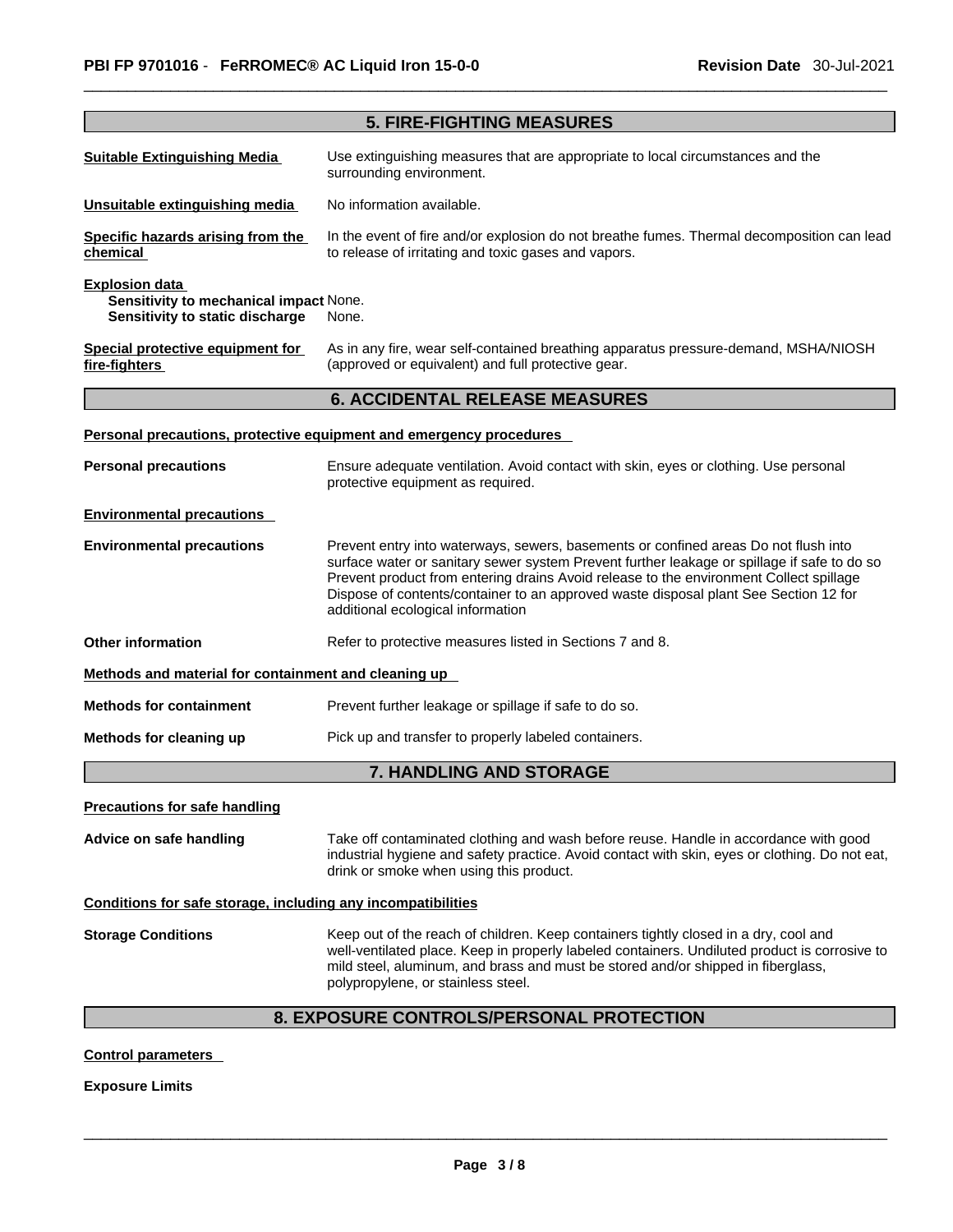## 5. FIRE-FIGHTING MEASURES

**Suitable Extinguishing Media** Use extinguishing measures that are appropriate to local circumstances and the surrounding environment.

**Unsuitable extinguishing media** No information available.

**Specific hazards arising from the chemical** In the event of fire and/or explosion do not breathe fumes. Thermal decomposition can lead to release of irritating and toxic gases and vapors.

**Explosion data**
**Sensitivity to mechanical impact** None.
**Sensitivity to static discharge** None.

**Special protective equipment for fire-fighters** As in any fire, wear self-contained breathing apparatus pressure-demand, MSHA/NIOSH (approved or equivalent) and full protective gear.

## 6. ACCIDENTAL RELEASE MEASURES

**Personal precautions, protective equipment and emergency procedures**

**Personal precautions** Ensure adequate ventilation. Avoid contact with skin, eyes or clothing. Use personal protective equipment as required.

**Environmental precautions**

**Environmental precautions** Prevent entry into waterways, sewers, basements or confined areas Do not flush into surface water or sanitary sewer system Prevent further leakage or spillage if safe to do so Prevent product from entering drains Avoid release to the environment Collect spillage Dispose of contents/container to an approved waste disposal plant See Section 12 for additional ecological information

**Other information** Refer to protective measures listed in Sections 7 and 8.

**Methods and material for containment and cleaning up**

**Methods for containment** Prevent further leakage or spillage if safe to do so.

**Methods for cleaning up** Pick up and transfer to properly labeled containers.

## 7. HANDLING AND STORAGE

**Precautions for safe handling**

**Advice on safe handling** Take off contaminated clothing and wash before reuse. Handle in accordance with good industrial hygiene and safety practice. Avoid contact with skin, eyes or clothing. Do not eat, drink or smoke when using this product.

**Conditions for safe storage, including any incompatibilities**

**Storage Conditions** Keep out of the reach of children. Keep containers tightly closed in a dry, cool and well-ventilated place. Keep in properly labeled containers. Undiluted product is corrosive to mild steel, aluminum, and brass and must be stored and/or shipped in fiberglass, polypropylene, or stainless steel.

## 8. EXPOSURE CONTROLS/PERSONAL PROTECTION

**Control parameters**

**Exposure Limits**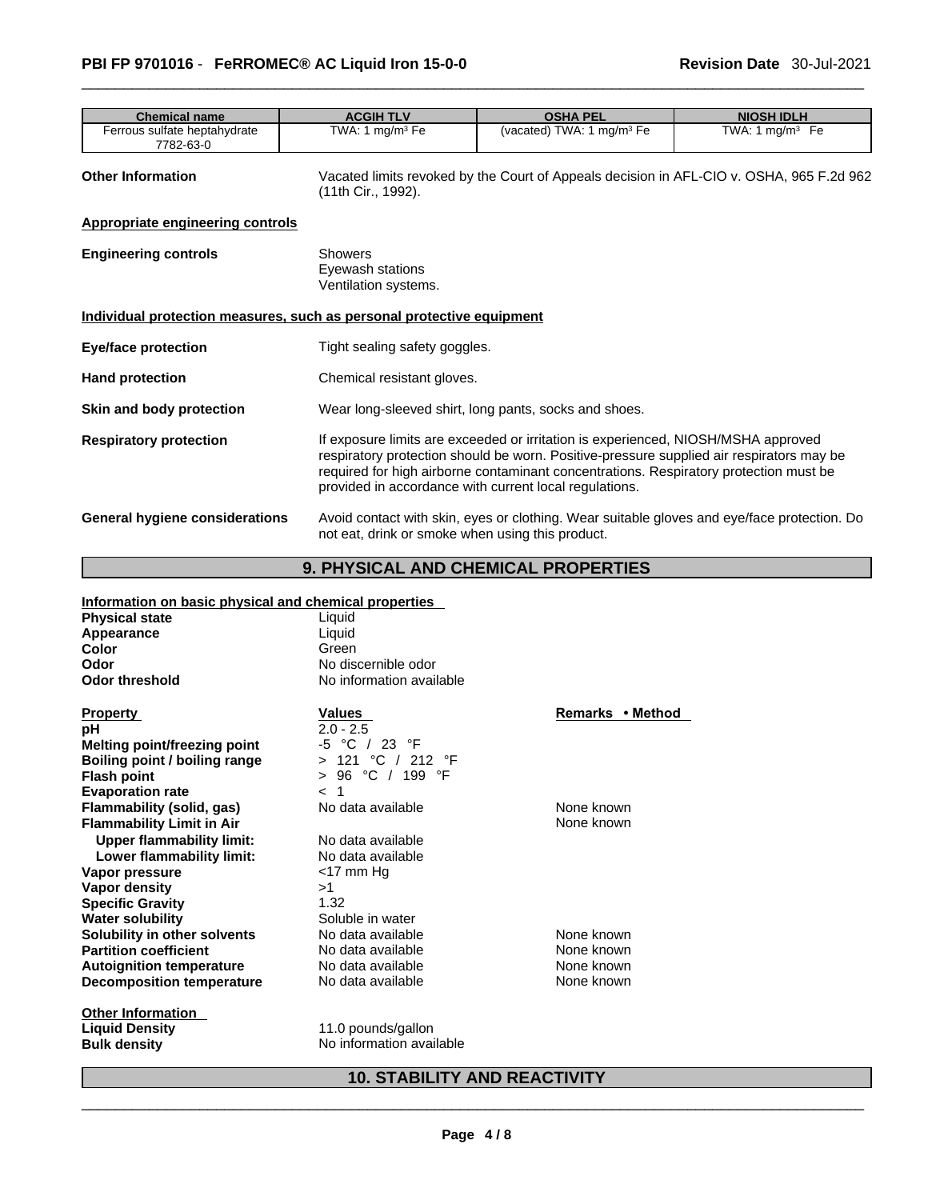| Chemical name | ACGIH TLV | OSHA PEL | NIOSH IDLH |
|---|---|---|---|
| Ferrous sulfate heptahydrate 7782-63-0 | TWA: 1 mg/m³ Fe | (vacated) TWA: 1 mg/m³ Fe | TWA: 1 mg/m³ Fe |

**Other Information** Vacated limits revoked by the Court of Appeals decision in AFL-CIO v. OSHA, 965 F.2d 962 (11th Cir., 1992).

**Appropriate engineering controls**

**Engineering controls** Showers
Eyewash stations
Ventilation systems.

**Individual protection measures, such as personal protective equipment**

**Eye/face protection** Tight sealing safety goggles.

**Hand protection** Chemical resistant gloves.

**Skin and body protection** Wear long-sleeved shirt, long pants, socks and shoes.

**Respiratory protection** If exposure limits are exceeded or irritation is experienced, NIOSH/MSHA approved respiratory protection should be worn. Positive-pressure supplied air respirators may be required for high airborne contaminant concentrations. Respiratory protection must be provided in accordance with current local regulations.

**General hygiene considerations** Avoid contact with skin, eyes or clothing. Wear suitable gloves and eye/face protection. Do not eat, drink or smoke when using this product.

## 9. PHYSICAL AND CHEMICAL PROPERTIES

**Information on basic physical and chemical properties**

| | |
|---|---|
| **Physical state** | Liquid |
| **Appearance** | Liquid |
| **Color** | Green |
| **Odor** | No discernible odor |
| **Odor threshold** | No information available |

| Property | Values | Remarks • Method |
|---|---|---|
| **pH** | 2.0 - 2.5 | |
| **Melting point/freezing point** | -5 °C / 23 °F | |
| **Boiling point / boiling range** | > 121 °C / 212 °F | |
| **Flash point** | > 96 °C / 199 °F | |
| **Evaporation rate** | < 1 | |
| **Flammability (solid, gas)** | No data available | None known |
| **Flammability Limit in Air** | | None known |
| **Upper flammability limit:** | No data available | |
| **Lower flammability limit:** | No data available | |
| **Vapor pressure** | <17 mm Hg | |
| **Vapor density** | >1 | |
| **Specific Gravity** | 1.32 | |
| **Water solubility** | Soluble in water | |
| **Solubility in other solvents** | No data available | None known |
| **Partition coefficient** | No data available | None known |
| **Autoignition temperature** | No data available | None known |
| **Decomposition temperature** | No data available | None known |

**Other Information**

| | |
|---|---|
| **Liquid Density** | 11.0 pounds/gallon |
| **Bulk density** | No information available |

## 10. STABILITY AND REACTIVITY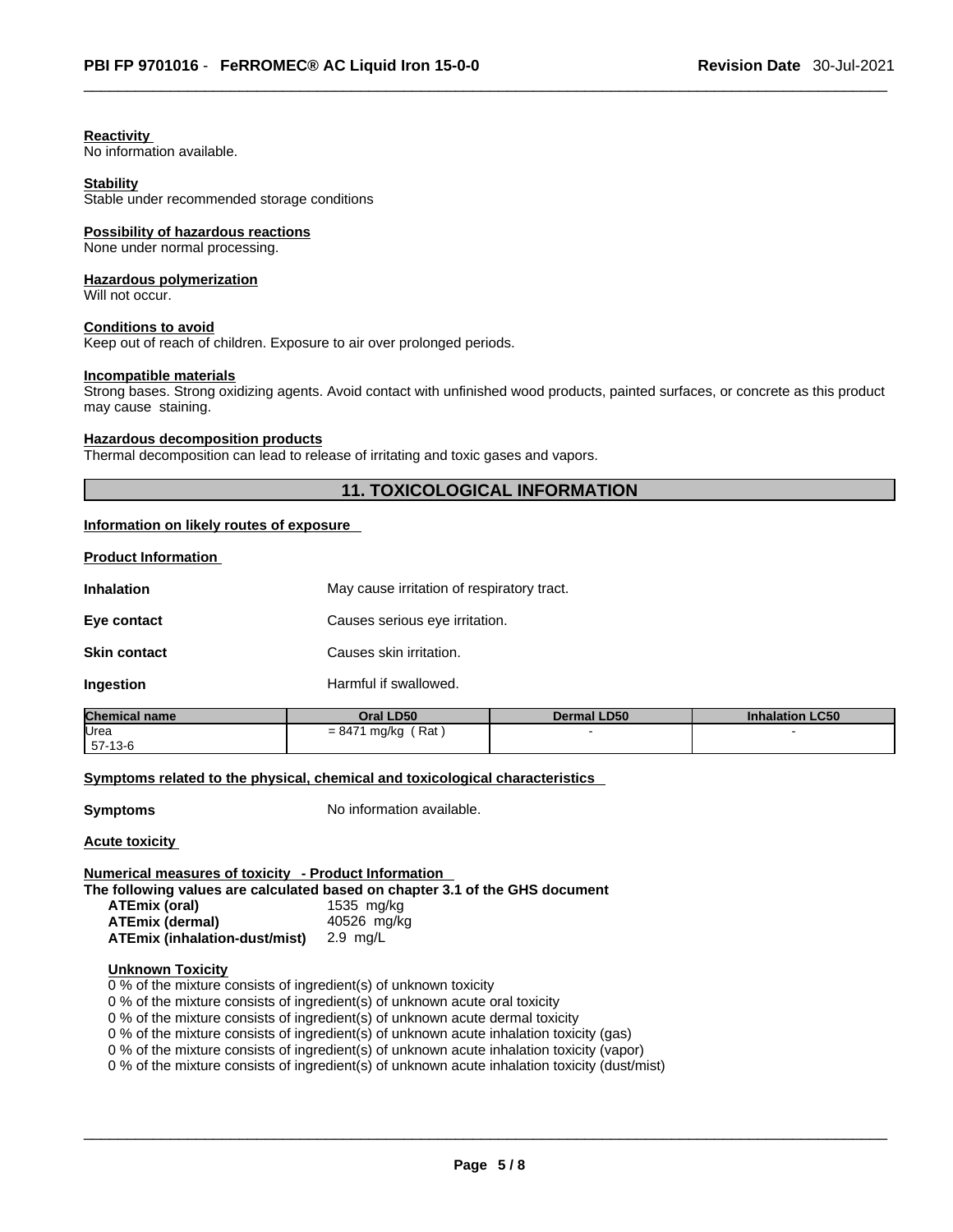**Reactivity**
No information available.

**Stability**
Stable under recommended storage conditions

**Possibility of hazardous reactions**
None under normal processing.

**Hazardous polymerization**
Will not occur.

**Conditions to avoid**
Keep out of reach of children. Exposure to air over prolonged periods.

**Incompatible materials**
Strong bases. Strong oxidizing agents. Avoid contact with unfinished wood products, painted surfaces, or concrete as this product may cause staining.

**Hazardous decomposition products**
Thermal decomposition can lead to release of irritating and toxic gases and vapors.

## 11. TOXICOLOGICAL INFORMATION

**Information on likely routes of exposure**

**Product Information**

**Inhalation** May cause irritation of respiratory tract.

**Eye contact** Causes serious eye irritation.

**Skin contact** Causes skin irritation.

**Ingestion** Harmful if swallowed.

| Chemical name | Oral LD50 | Dermal LD50 | Inhalation LC50 |
|---|---|---|---|
| Urea<br>57-13-6 | = 8471 mg/kg ( Rat ) | - | - |

**Symptoms related to the physical, chemical and toxicological characteristics**

**Symptoms** No information available.

**Acute toxicity**

**Numerical measures of toxicity - Product Information**
**The following values are calculated based on chapter 3.1 of the GHS document**

**ATEmix (oral)** 1535 mg/kg
**ATEmix (dermal)** 40526 mg/kg
**ATEmix (inhalation-dust/mist)** 2.9 mg/L

**Unknown Toxicity**
0 % of the mixture consists of ingredient(s) of unknown toxicity
0 % of the mixture consists of ingredient(s) of unknown acute oral toxicity
0 % of the mixture consists of ingredient(s) of unknown acute dermal toxicity
0 % of the mixture consists of ingredient(s) of unknown acute inhalation toxicity (gas)
0 % of the mixture consists of ingredient(s) of unknown acute inhalation toxicity (vapor)
0 % of the mixture consists of ingredient(s) of unknown acute inhalation toxicity (dust/mist)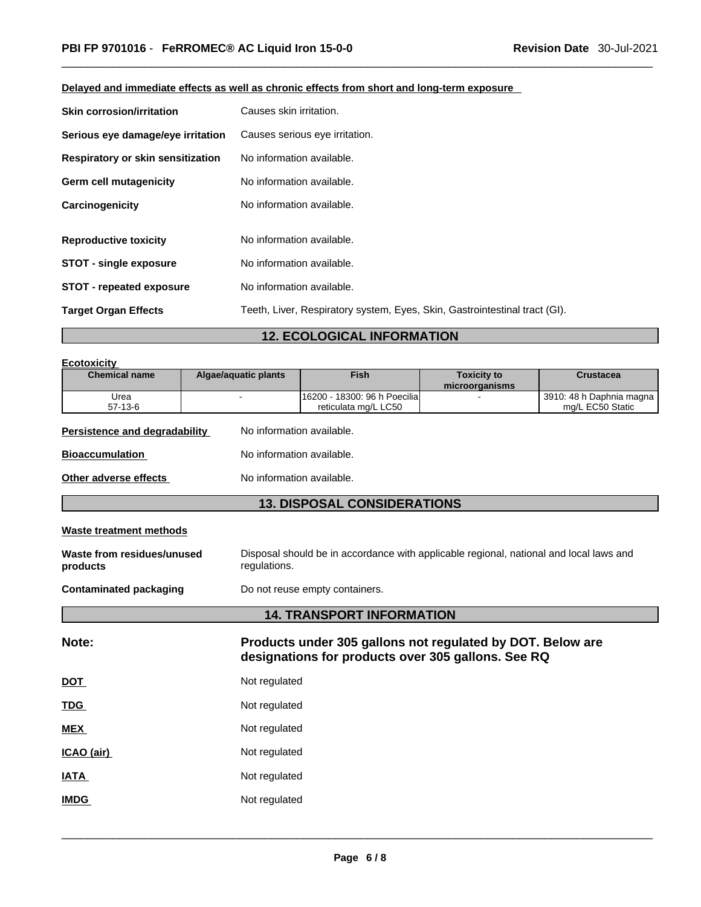**Delayed and immediate effects as well as chronic effects from short and long-term exposure**

| | |
|---|---|
| **Skin corrosion/irritation** | Causes skin irritation. |
| **Serious eye damage/eye irritation** | Causes serious eye irritation. |
| **Respiratory or skin sensitization** | No information available. |
| **Germ cell mutagenicity** | No information available. |
| **Carcinogenicity** | No information available. |
| **Reproductive toxicity** | No information available. |
| **STOT - single exposure** | No information available. |
| **STOT - repeated exposure** | No information available. |
| **Target Organ Effects** | Teeth, Liver, Respiratory system, Eyes, Skin, Gastrointestinal tract (GI). |

## 12. ECOLOGICAL INFORMATION

**Ecotoxicity**

| Chemical name | Algae/aquatic plants | Fish | Toxicity to microorganisms | Crustacea |
|---|---|---|---|---|
| Urea<br>57-13-6 | - | 16200 - 18300: 96 h Poecilia reticulata mg/L LC50 | - | 3910: 48 h Daphnia magna mg/L EC50 Static |

**Persistence and degradability** No information available.

**Bioaccumulation** No information available.

**Other adverse effects** No information available.

## 13. DISPOSAL CONSIDERATIONS

**Waste treatment methods**

**Waste from residues/unused products** Disposal should be in accordance with applicable regional, national and local laws and regulations.

**Contaminated packaging** Do not reuse empty containers.

## 14. TRANSPORT INFORMATION

**Note:** **Products under 305 gallons not regulated by DOT. Below are designations for products over 305 gallons. See RQ**

**DOT** Not regulated

**TDG** Not regulated

**MEX** Not regulated

**ICAO (air)** Not regulated

**IATA** Not regulated

**IMDG** Not regulated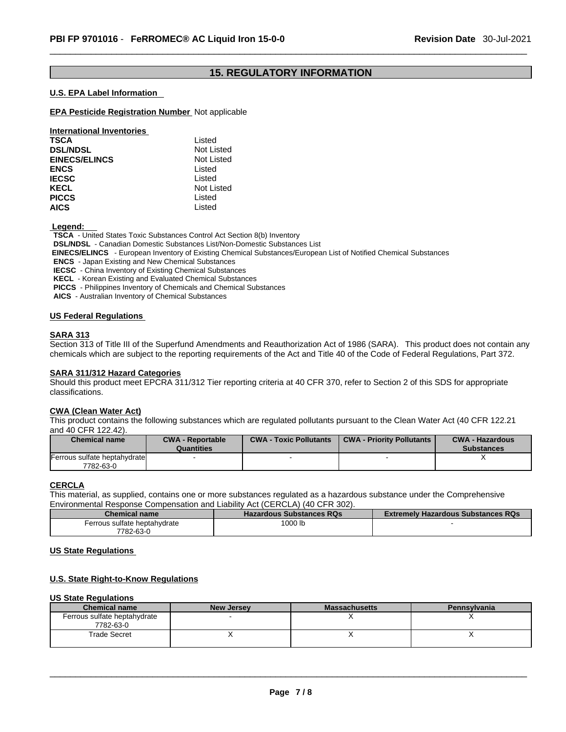## 15. REGULATORY INFORMATION

**U.S. EPA Label Information**

**EPA Pesticide Registration Number** Not applicable

**International Inventories**

| | |
|---|---|
| **TSCA** | Listed |
| **DSL/NDSL** | Not Listed |
| **EINECS/ELINCS** | Not Listed |
| **ENCS** | Listed |
| **IECSC** | Listed |
| **KECL** | Not Listed |
| **PICCS** | Listed |
| **AICS** | Listed |

**Legend:**

**TSCA** - United States Toxic Substances Control Act Section 8(b) Inventory
**DSL/NDSL** - Canadian Domestic Substances List/Non-Domestic Substances List
**EINECS/ELINCS** - European Inventory of Existing Chemical Substances/European List of Notified Chemical Substances
**ENCS** - Japan Existing and New Chemical Substances
**IECSC** - China Inventory of Existing Chemical Substances
**KECL** - Korean Existing and Evaluated Chemical Substances
**PICCS** - Philippines Inventory of Chemicals and Chemical Substances
**AICS** - Australian Inventory of Chemical Substances

**US Federal Regulations**

**SARA 313**

Section 313 of Title III of the Superfund Amendments and Reauthorization Act of 1986 (SARA). This product does not contain any chemicals which are subject to the reporting requirements of the Act and Title 40 of the Code of Federal Regulations, Part 372.

**SARA 311/312 Hazard Categories**

Should this product meet EPCRA 311/312 Tier reporting criteria at 40 CFR 370, refer to Section 2 of this SDS for appropriate classifications.

**CWA (Clean Water Act)**

This product contains the following substances which are regulated pollutants pursuant to the Clean Water Act (40 CFR 122.21 and 40 CFR 122.42).

| Chemical name | CWA - Reportable Quantities | CWA - Toxic Pollutants | CWA - Priority Pollutants | CWA - Hazardous Substances |
|---|---|---|---|---|
| Ferrous sulfate heptahydrate 7782-63-0 | - | - | - | X |

**CERCLA**

This material, as supplied, contains one or more substances regulated as a hazardous substance under the Comprehensive Environmental Response Compensation and Liability Act (CERCLA) (40 CFR 302).

| Chemical name | Hazardous Substances RQs | Extremely Hazardous Substances RQs |
|---|---|---|
| Ferrous sulfate heptahydrate 7782-63-0 | 1000 lb | - |

**US State Regulations**

**U.S. State Right-to-Know Regulations**

**US State Regulations**

| Chemical name | New Jersey | Massachusetts | Pennsylvania |
|---|---|---|---|
| Ferrous sulfate heptahydrate 7782-63-0 | - | X | X |
| Trade Secret | X | X | X |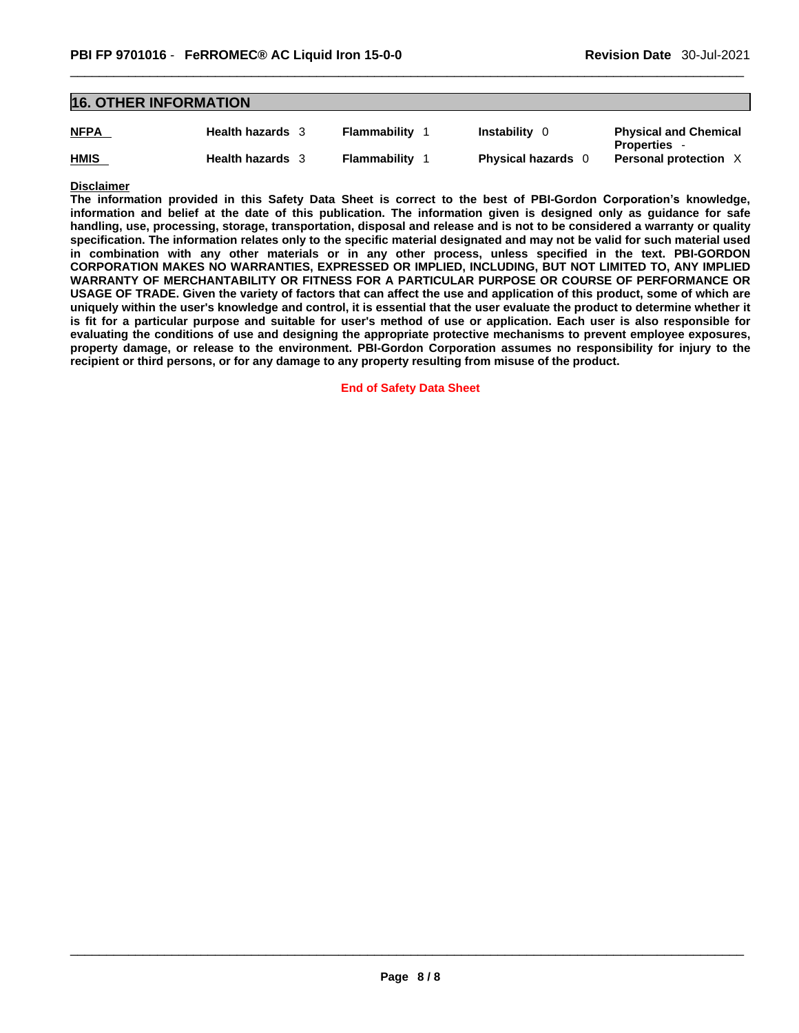## 16. OTHER INFORMATION

| | | | | |
|---|---|---|---|---|
| **NFPA** | **Health hazards** 3 | **Flammability** 1 | **Instability** 0 | **Physical and Chemical Properties** - |
| **HMIS** | **Health hazards** 3 | **Flammability** 1 | **Physical hazards** 0 | **Personal protection** X |

**Disclaimer**

**The information provided in this Safety Data Sheet is correct to the best of PBI-Gordon Corporation's knowledge, information and belief at the date of this publication. The information given is designed only as guidance for safe handling, use, processing, storage, transportation, disposal and release and is not to be considered a warranty or quality specification. The information relates only to the specific material designated and may not be valid for such material used in combination with any other materials or in any other process, unless specified in the text. PBI-GORDON CORPORATION MAKES NO WARRANTIES, EXPRESSED OR IMPLIED, INCLUDING, BUT NOT LIMITED TO, ANY IMPLIED WARRANTY OF MERCHANTABILITY OR FITNESS FOR A PARTICULAR PURPOSE OR COURSE OF PERFORMANCE OR USAGE OF TRADE. Given the variety of factors that can affect the use and application of this product, some of which are uniquely within the user's knowledge and control, it is essential that the user evaluate the product to determine whether it is fit for a particular purpose and suitable for user's method of use or application. Each user is also responsible for evaluating the conditions of use and designing the appropriate protective mechanisms to prevent employee exposures, property damage, or release to the environment. PBI-Gordon Corporation assumes no responsibility for injury to the recipient or third persons, or for any damage to any property resulting from misuse of the product.**

**End of Safety Data Sheet**